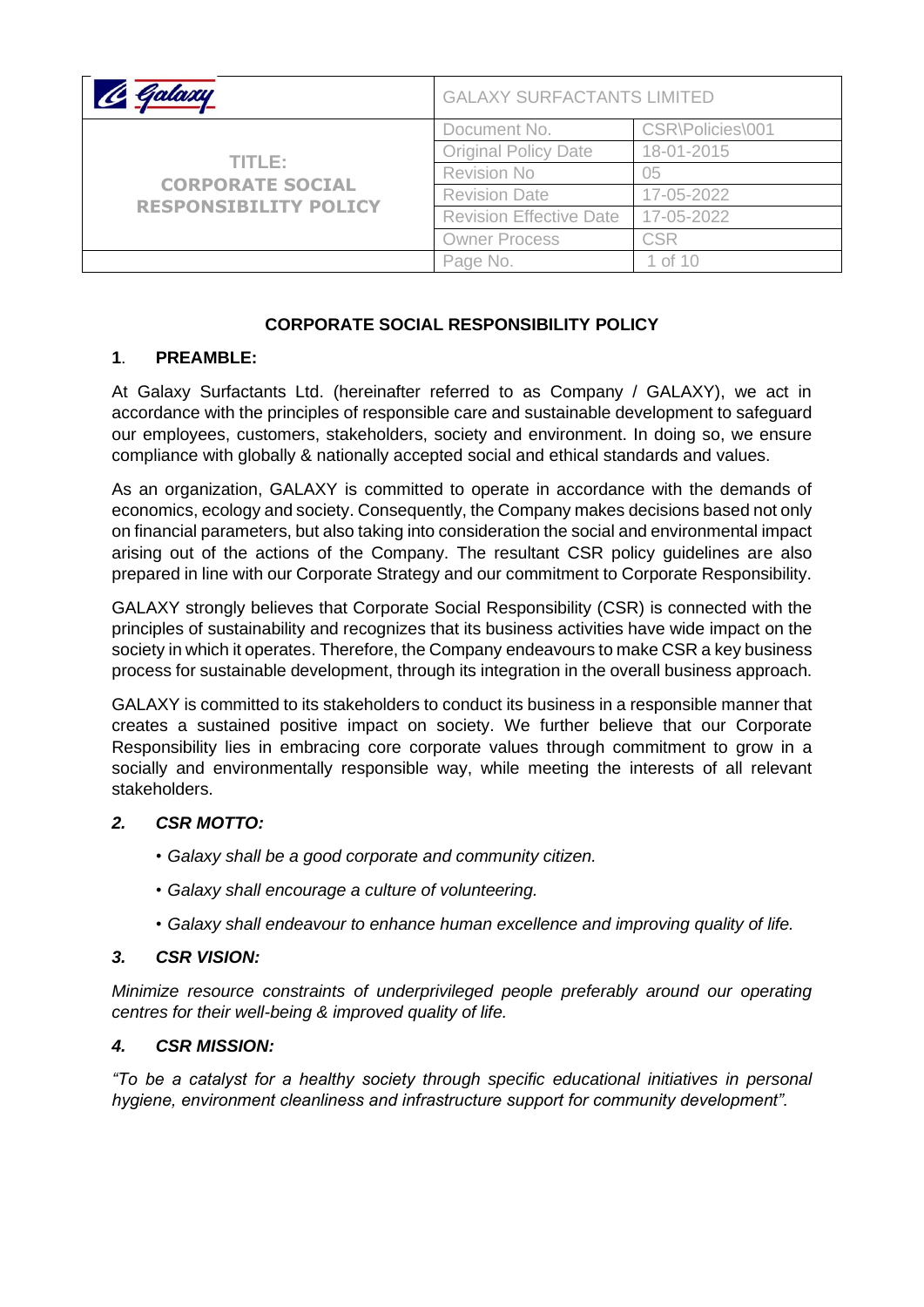| Galaxy | GALAXY SURFACTANTS LIMITED | |
|---|---|---|
| TITLE: CORPORATE SOCIAL RESPONSIBILITY POLICY | Document No. | CSR\Policies\001 |
| | Original Policy Date | 18-01-2015 |
| | Revision No | 05 |
| | Revision Date | 17-05-2022 |
| | Revision Effective Date | 17-05-2022 |
| | Owner Process | CSR |

# CORPORATE SOCIAL RESPONSIBILITY POLICY

## 1. PREAMBLE:

At Galaxy Surfactants Ltd. (hereinafter referred to as Company / GALAXY), we act in accordance with the principles of responsible care and sustainable development to safeguard our employees, customers, stakeholders, society and environment. In doing so, we ensure compliance with globally & nationally accepted social and ethical standards and values.

As an organization, GALAXY is committed to operate in accordance with the demands of economics, ecology and society. Consequently, the Company makes decisions based not only on financial parameters, but also taking into consideration the social and environmental impact arising out of the actions of the Company. The resultant CSR policy guidelines are also prepared in line with our Corporate Strategy and our commitment to Corporate Responsibility.

GALAXY strongly believes that Corporate Social Responsibility (CSR) is connected with the principles of sustainability and recognizes that its business activities have wide impact on the society in which it operates. Therefore, the Company endeavours to make CSR a key business process for sustainable development, through its integration in the overall business approach.

GALAXY is committed to its stakeholders to conduct its business in a responsible manner that creates a sustained positive impact on society. We further believe that our Corporate Responsibility lies in embracing core corporate values through commitment to grow in a socially and environmentally responsible way, while meeting the interests of all relevant stakeholders.

## *2. CSR MOTTO:*

- *Galaxy shall be a good corporate and community citizen.*
- *Galaxy shall encourage a culture of volunteering.*
- *Galaxy shall endeavour to enhance human excellence and improving quality of life.*

## *3. CSR VISION:*

*Minimize resource constraints of underprivileged people preferably around our operating centres for their well-being & improved quality of life.*

## *4. CSR MISSION:*

*"To be a catalyst for a healthy society through specific educational initiatives in personal hygiene, environment cleanliness and infrastructure support for community development".*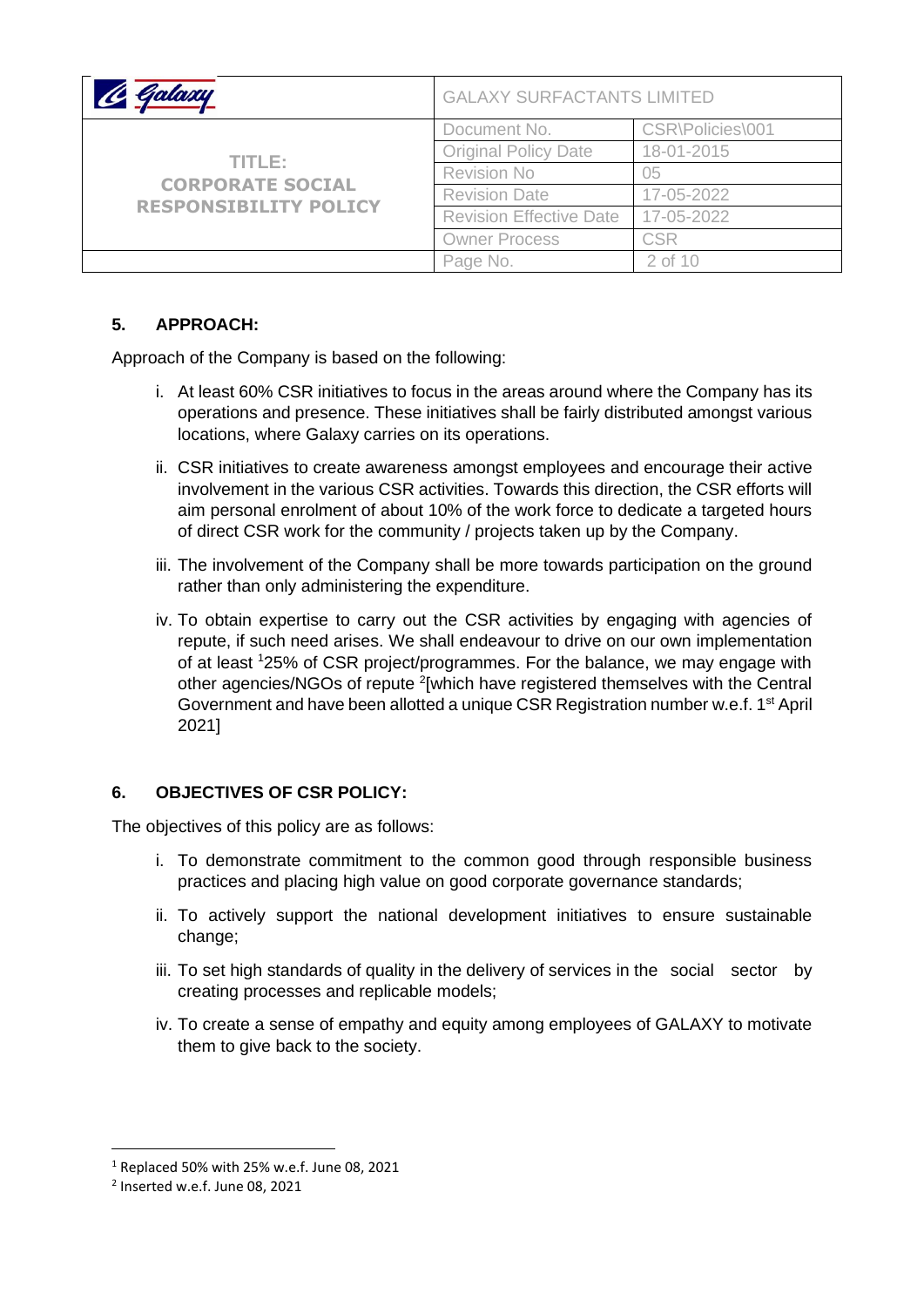## 5. APPROACH:

Approach of the Company is based on the following:

i. At least 60% CSR initiatives to focus in the areas around where the Company has its operations and presence. These initiatives shall be fairly distributed amongst various locations, where Galaxy carries on its operations.

ii. CSR initiatives to create awareness amongst employees and encourage their active involvement in the various CSR activities. Towards this direction, the CSR efforts will aim personal enrolment of about 10% of the work force to dedicate a targeted hours of direct CSR work for the community / projects taken up by the Company.

iii. The involvement of the Company shall be more towards participation on the ground rather than only administering the expenditure.

iv. To obtain expertise to carry out the CSR activities by engaging with agencies of repute, if such need arises. We shall endeavour to drive on our own implementation of at least [1]25% of CSR project/programmes. For the balance, we may engage with other agencies/NGOs of repute [2][which have registered themselves with the Central Government and have been allotted a unique CSR Registration number w.e.f. 1st April 2021]

## 6. OBJECTIVES OF CSR POLICY:

The objectives of this policy are as follows:

i. To demonstrate commitment to the common good through responsible business practices and placing high value on good corporate governance standards;

ii. To actively support the national development initiatives to ensure sustainable change;

iii. To set high standards of quality in the delivery of services in the social sector by creating processes and replicable models;

iv. To create a sense of empathy and equity among employees of GALAXY to motivate them to give back to the society.

---

[1] Replaced 50% with 25% w.e.f. June 08, 2021

[2] Inserted w.e.f. June 08, 2021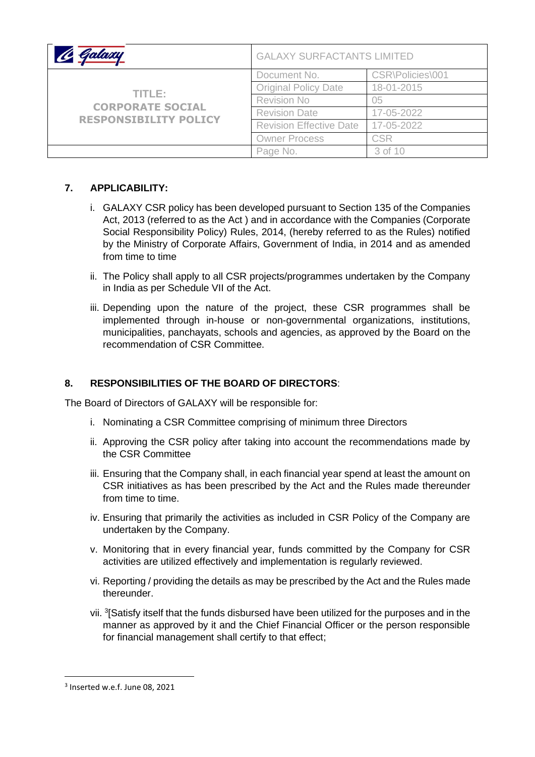## 7. APPLICABILITY:

i. GALAXY CSR policy has been developed pursuant to Section 135 of the Companies Act, 2013 (referred to as the Act ) and in accordance with the Companies (Corporate Social Responsibility Policy) Rules, 2014, (hereby referred to as the Rules) notified by the Ministry of Corporate Affairs, Government of India, in 2014 and as amended from time to time

ii. The Policy shall apply to all CSR projects/programmes undertaken by the Company in India as per Schedule VII of the Act.

iii. Depending upon the nature of the project, these CSR programmes shall be implemented through in-house or non-governmental organizations, institutions, municipalities, panchayats, schools and agencies, as approved by the Board on the recommendation of CSR Committee.

## 8. RESPONSIBILITIES OF THE BOARD OF DIRECTORS:

The Board of Directors of GALAXY will be responsible for:

i. Nominating a CSR Committee comprising of minimum three Directors

ii. Approving the CSR policy after taking into account the recommendations made by the CSR Committee

iii. Ensuring that the Company shall, in each financial year spend at least the amount on CSR initiatives as has been prescribed by the Act and the Rules made thereunder from time to time.

iv. Ensuring that primarily the activities as included in CSR Policy of the Company are undertaken by the Company.

v. Monitoring that in every financial year, funds committed by the Company for CSR activities are utilized effectively and implementation is regularly reviewed.

vi. Reporting / providing the details as may be prescribed by the Act and the Rules made thereunder.

vii. [3][Satisfy itself that the funds disbursed have been utilized for the purposes and in the manner as approved by it and the Chief Financial Officer or the person responsible for financial management shall certify to that effect;

---

[3] Inserted w.e.f. June 08, 2021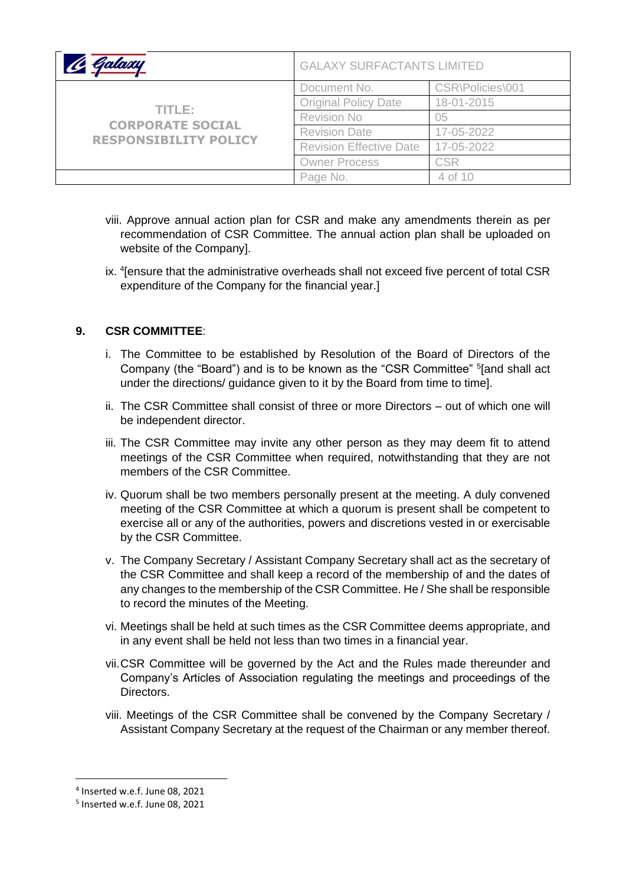viii. Approve annual action plan for CSR and make any amendments therein as per recommendation of CSR Committee. The annual action plan shall be uploaded on website of the Company].

ix. [4][ensure that the administrative overheads shall not exceed five percent of total CSR expenditure of the Company for the financial year.]

## 9. CSR COMMITTEE:

i. The Committee to be established by Resolution of the Board of Directors of the Company (the "Board") and is to be known as the "CSR Committee" [5][and shall act under the directions/ guidance given to it by the Board from time to time].

ii. The CSR Committee shall consist of three or more Directors – out of which one will be independent director.

iii. The CSR Committee may invite any other person as they may deem fit to attend meetings of the CSR Committee when required, notwithstanding that they are not members of the CSR Committee.

iv. Quorum shall be two members personally present at the meeting. A duly convened meeting of the CSR Committee at which a quorum is present shall be competent to exercise all or any of the authorities, powers and discretions vested in or exercisable by the CSR Committee.

v. The Company Secretary / Assistant Company Secretary shall act as the secretary of the CSR Committee and shall keep a record of the membership of and the dates of any changes to the membership of the CSR Committee. He / She shall be responsible to record the minutes of the Meeting.

vi. Meetings shall be held at such times as the CSR Committee deems appropriate, and in any event shall be held not less than two times in a financial year.

vii. CSR Committee will be governed by the Act and the Rules made thereunder and Company's Articles of Association regulating the meetings and proceedings of the Directors.

viii. Meetings of the CSR Committee shall be convened by the Company Secretary / Assistant Company Secretary at the request of the Chairman or any member thereof.

---

[4] Inserted w.e.f. June 08, 2021

[5] Inserted w.e.f. June 08, 2021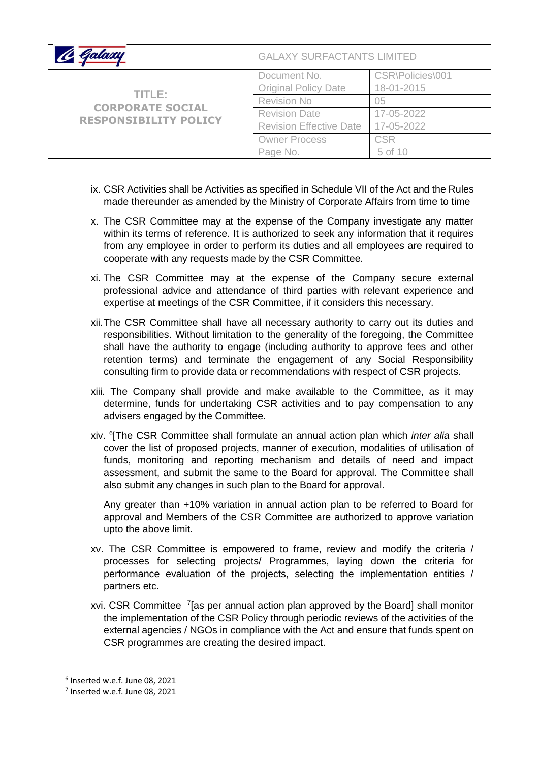ix. CSR Activities shall be Activities as specified in Schedule VII of the Act and the Rules made thereunder as amended by the Ministry of Corporate Affairs from time to time

x. The CSR Committee may at the expense of the Company investigate any matter within its terms of reference. It is authorized to seek any information that it requires from any employee in order to perform its duties and all employees are required to cooperate with any requests made by the CSR Committee.

xi. The CSR Committee may at the expense of the Company secure external professional advice and attendance of third parties with relevant experience and expertise at meetings of the CSR Committee, if it considers this necessary.

xii. The CSR Committee shall have all necessary authority to carry out its duties and responsibilities. Without limitation to the generality of the foregoing, the Committee shall have the authority to engage (including authority to approve fees and other retention terms) and terminate the engagement of any Social Responsibility consulting firm to provide data or recommendations with respect of CSR projects.

xiii. The Company shall provide and make available to the Committee, as it may determine, funds for undertaking CSR activities and to pay compensation to any advisers engaged by the Committee.

xiv. [6][The CSR Committee shall formulate an annual action plan which *inter alia* shall cover the list of proposed projects, manner of execution, modalities of utilisation of funds, monitoring and reporting mechanism and details of need and impact assessment, and submit the same to the Board for approval. The Committee shall also submit any changes in such plan to the Board for approval.

Any greater than +10% variation in annual action plan to be referred to Board for approval and Members of the CSR Committee are authorized to approve variation upto the above limit.

xv. The CSR Committee is empowered to frame, review and modify the criteria / processes for selecting projects/ Programmes, laying down the criteria for performance evaluation of the projects, selecting the implementation entities / partners etc.

xvi. CSR Committee [7][as per annual action plan approved by the Board] shall monitor the implementation of the CSR Policy through periodic reviews of the activities of the external agencies / NGOs in compliance with the Act and ensure that funds spent on CSR programmes are creating the desired impact.

---

[6] Inserted w.e.f. June 08, 2021

[7] Inserted w.e.f. June 08, 2021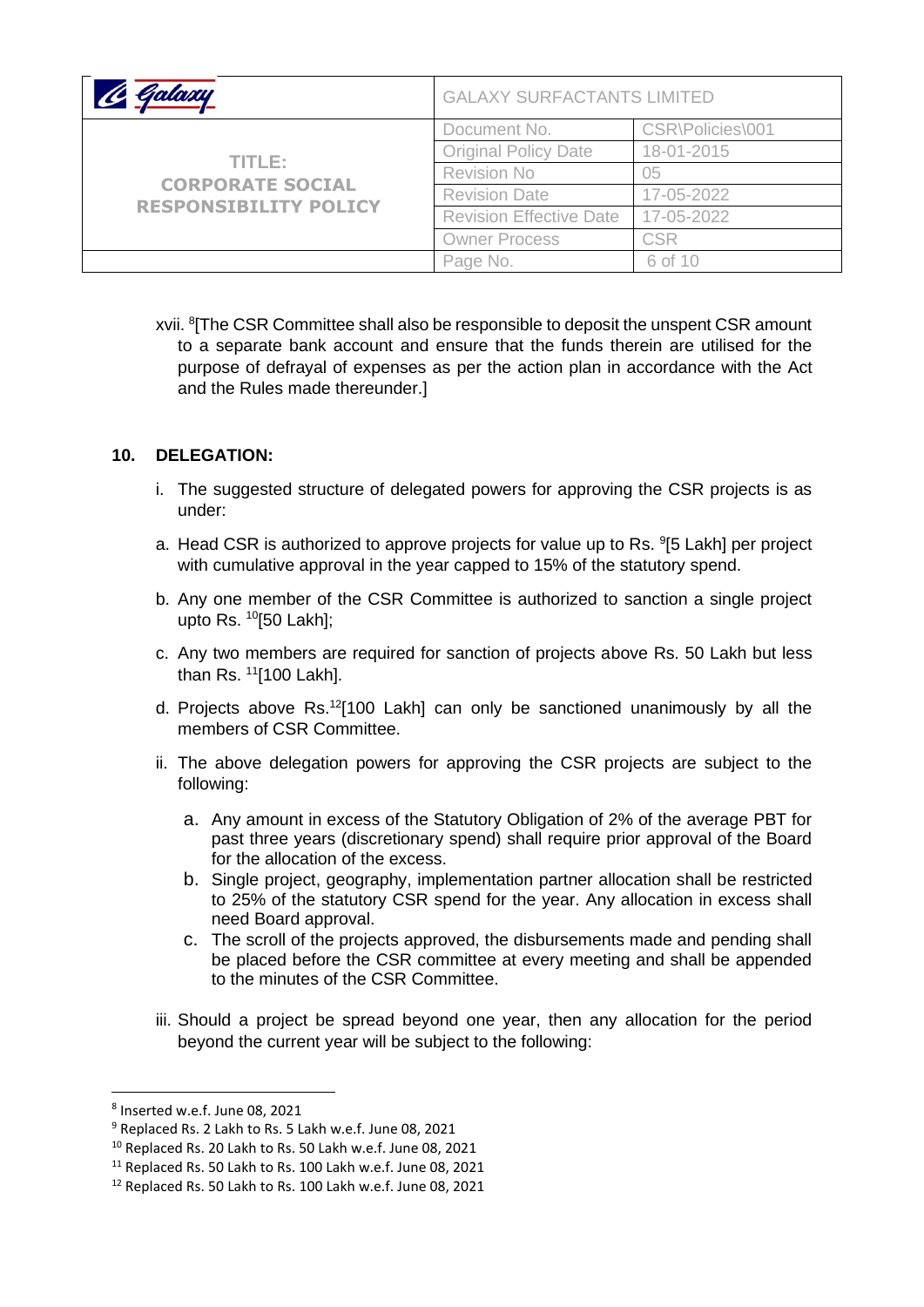xvii. [8][The CSR Committee shall also be responsible to deposit the unspent CSR amount to a separate bank account and ensure that the funds therein are utilised for the purpose of defrayal of expenses as per the action plan in accordance with the Act and the Rules made thereunder.]

## 10. DELEGATION:

i. The suggested structure of delegated powers for approving the CSR projects is as under:

a. Head CSR is authorized to approve projects for value up to Rs. [9][5 Lakh] per project with cumulative approval in the year capped to 15% of the statutory spend.

b. Any one member of the CSR Committee is authorized to sanction a single project upto Rs. [10][50 Lakh];

c. Any two members are required for sanction of projects above Rs. 50 Lakh but less than Rs. [11][100 Lakh].

d. Projects above Rs.[12][100 Lakh] can only be sanctioned unanimously by all the members of CSR Committee.

ii. The above delegation powers for approving the CSR projects are subject to the following:

a. Any amount in excess of the Statutory Obligation of 2% of the average PBT for past three years (discretionary spend) shall require prior approval of the Board for the allocation of the excess.

b. Single project, geography, implementation partner allocation shall be restricted to 25% of the statutory CSR spend for the year. Any allocation in excess shall need Board approval.

c. The scroll of the projects approved, the disbursements made and pending shall be placed before the CSR committee at every meeting and shall be appended to the minutes of the CSR Committee.

iii. Should a project be spread beyond one year, then any allocation for the period beyond the current year will be subject to the following:

---

[8] Inserted w.e.f. June 08, 2021

[9] Replaced Rs. 2 Lakh to Rs. 5 Lakh w.e.f. June 08, 2021

[10] Replaced Rs. 20 Lakh to Rs. 50 Lakh w.e.f. June 08, 2021

[11] Replaced Rs. 50 Lakh to Rs. 100 Lakh w.e.f. June 08, 2021

[12] Replaced Rs. 50 Lakh to Rs. 100 Lakh w.e.f. June 08, 2021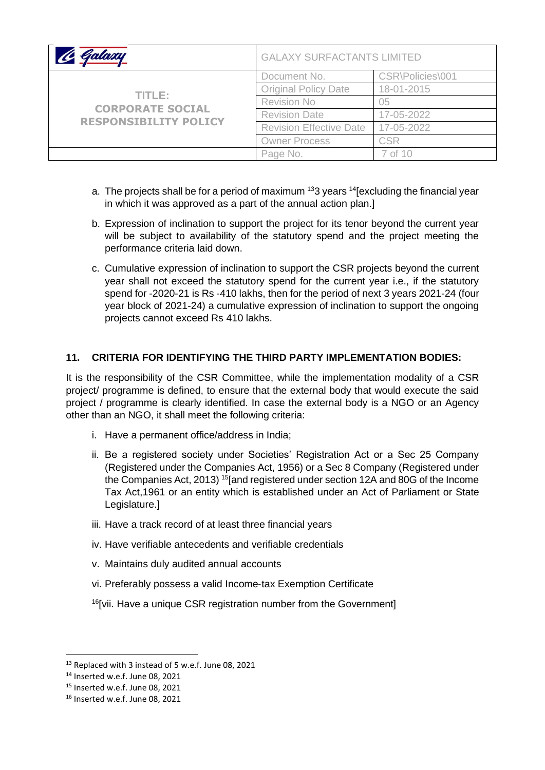a. The projects shall be for a period of maximum [13]3 years [14][excluding the financial year in which it was approved as a part of the annual action plan.]

b. Expression of inclination to support the project for its tenor beyond the current year will be subject to availability of the statutory spend and the project meeting the performance criteria laid down.

c. Cumulative expression of inclination to support the CSR projects beyond the current year shall not exceed the statutory spend for the current year i.e., if the statutory spend for -2020-21 is Rs -410 lakhs, then for the period of next 3 years 2021-24 (four year block of 2021-24) a cumulative expression of inclination to support the ongoing projects cannot exceed Rs 410 lakhs.

## 11. CRITERIA FOR IDENTIFYING THE THIRD PARTY IMPLEMENTATION BODIES:

It is the responsibility of the CSR Committee, while the implementation modality of a CSR project/ programme is defined, to ensure that the external body that would execute the said project / programme is clearly identified. In case the external body is a NGO or an Agency other than an NGO, it shall meet the following criteria:

i. Have a permanent office/address in India;

ii. Be a registered society under Societies' Registration Act or a Sec 25 Company (Registered under the Companies Act, 1956) or a Sec 8 Company (Registered under the Companies Act, 2013) [15][and registered under section 12A and 80G of the Income Tax Act,1961 or an entity which is established under an Act of Parliament or State Legislature.]

iii. Have a track record of at least three financial years

iv. Have verifiable antecedents and verifiable credentials

v. Maintains duly audited annual accounts

vi. Preferably possess a valid Income-tax Exemption Certificate

[16][vii. Have a unique CSR registration number from the Government]

---

[13] Replaced with 3 instead of 5 w.e.f. June 08, 2021

[14] Inserted w.e.f. June 08, 2021

[15] Inserted w.e.f. June 08, 2021

[16] Inserted w.e.f. June 08, 2021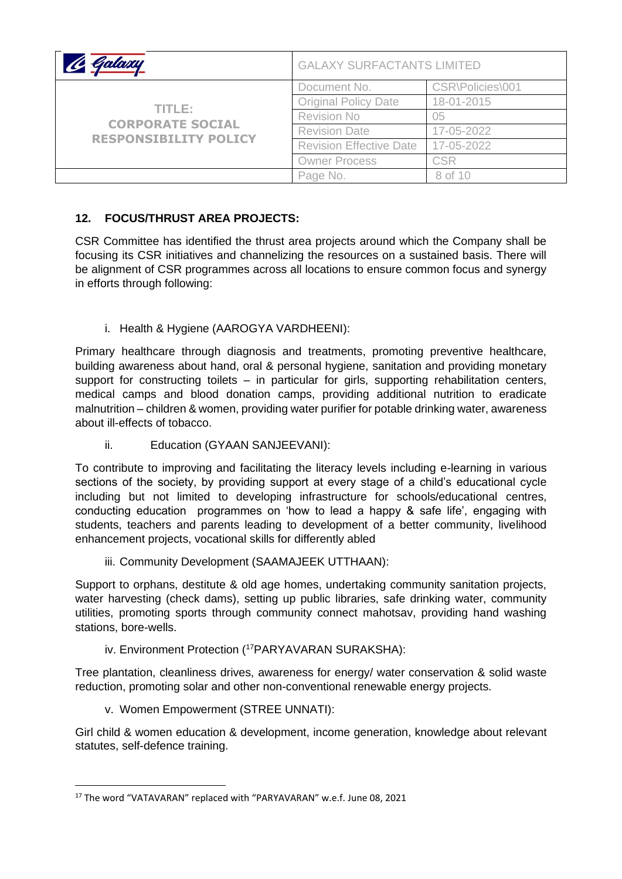## 12. FOCUS/THRUST AREA PROJECTS:

CSR Committee has identified the thrust area projects around which the Company shall be focusing its CSR initiatives and channelizing the resources on a sustained basis. There will be alignment of CSR programmes across all locations to ensure common focus and synergy in efforts through following:

i. Health & Hygiene (AAROGYA VARDHEENI):

Primary healthcare through diagnosis and treatments, promoting preventive healthcare, building awareness about hand, oral & personal hygiene, sanitation and providing monetary support for constructing toilets – in particular for girls, supporting rehabilitation centers, medical camps and blood donation camps, providing additional nutrition to eradicate malnutrition – children & women, providing water purifier for potable drinking water, awareness about ill-effects of tobacco.

ii. Education (GYAAN SANJEEVANI):

To contribute to improving and facilitating the literacy levels including e-learning in various sections of the society, by providing support at every stage of a child's educational cycle including but not limited to developing infrastructure for schools/educational centres, conducting education programmes on 'how to lead a happy & safe life', engaging with students, teachers and parents leading to development of a better community, livelihood enhancement projects, vocational skills for differently abled

iii. Community Development (SAAMAJEEK UTTHAAN):

Support to orphans, destitute & old age homes, undertaking community sanitation projects, water harvesting (check dams), setting up public libraries, safe drinking water, community utilities, promoting sports through community connect mahotsav, providing hand washing stations, bore-wells.

iv. Environment Protection ([17]PARYAVARAN SURAKSHA):

Tree plantation, cleanliness drives, awareness for energy/ water conservation & solid waste reduction, promoting solar and other non-conventional renewable energy projects.

v. Women Empowerment (STREE UNNATI):

Girl child & women education & development, income generation, knowledge about relevant statutes, self-defence training.

---

[17] The word "VATAVARAN" replaced with "PARYAVARAN" w.e.f. June 08, 2021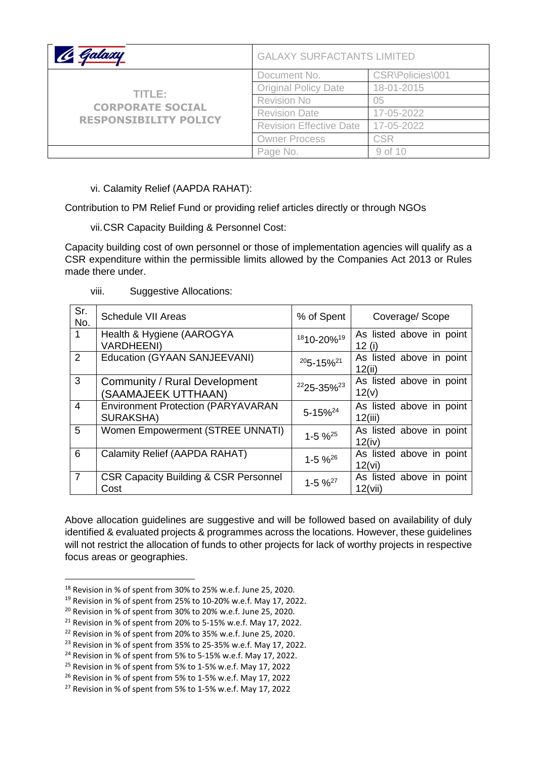vi. Calamity Relief (AAPDA RAHAT):

Contribution to PM Relief Fund or providing relief articles directly or through NGOs

vii. CSR Capacity Building & Personnel Cost:

Capacity building cost of own personnel or those of implementation agencies will qualify as a CSR expenditure within the permissible limits allowed by the Companies Act 2013 or Rules made there under.

viii. Suggestive Allocations:

| Sr. No. | Schedule VII Areas | % of Spent | Coverage/ Scope |
|---|---|---|---|
| 1 | Health & Hygiene (AAROGYA VARDHEENI) | [18]10-20%[19] | As listed above in point 12 (i) |
| 2 | Education (GYAAN SANJEEVANI) | [20]5-15%[21] | As listed above in point 12(ii) |
| 3 | Community / Rural Development (SAAMAJEEK UTTHAAN) | [22]25-35%[23] | As listed above in point 12(v) |
| 4 | Environment Protection (PARYAVARAN SURAKSHA) | 5-15%[24] | As listed above in point 12(iii) |
| 5 | Women Empowerment (STREE UNNATI) | 1-5 %[25] | As listed above in point 12(iv) |
| 6 | Calamity Relief (AAPDA RAHAT) | 1-5 %[26] | As listed above in point 12(vi) |
| 7 | CSR Capacity Building & CSR Personnel Cost | 1-5 %[27] | As listed above in point 12(vii) |

Above allocation guidelines are suggestive and will be followed based on availability of duly identified & evaluated projects & programmes across the locations. However, these guidelines will not restrict the allocation of funds to other projects for lack of worthy projects in respective focus areas or geographies.

---

[18] Revision in % of spent from 30% to 25% w.e.f. June 25, 2020.
[19] Revision in % of spent from 25% to 10-20% w.e.f. May 17, 2022.
[20] Revision in % of spent from 30% to 20% w.e.f. June 25, 2020.
[21] Revision in % of spent from 20% to 5-15% w.e.f. May 17, 2022.
[22] Revision in % of spent from 20% to 35% w.e.f. June 25, 2020.
[23] Revision in % of spent from 35% to 25-35% w.e.f. May 17, 2022.
[24] Revision in % of spent from 5% to 5-15% w.e.f. May 17, 2022.
[25] Revision in % of spent from 5% to 1-5% w.e.f. May 17, 2022
[26] Revision in % of spent from 5% to 1-5% w.e.f. May 17, 2022
[27] Revision in % of spent from 5% to 1-5% w.e.f. May 17, 2022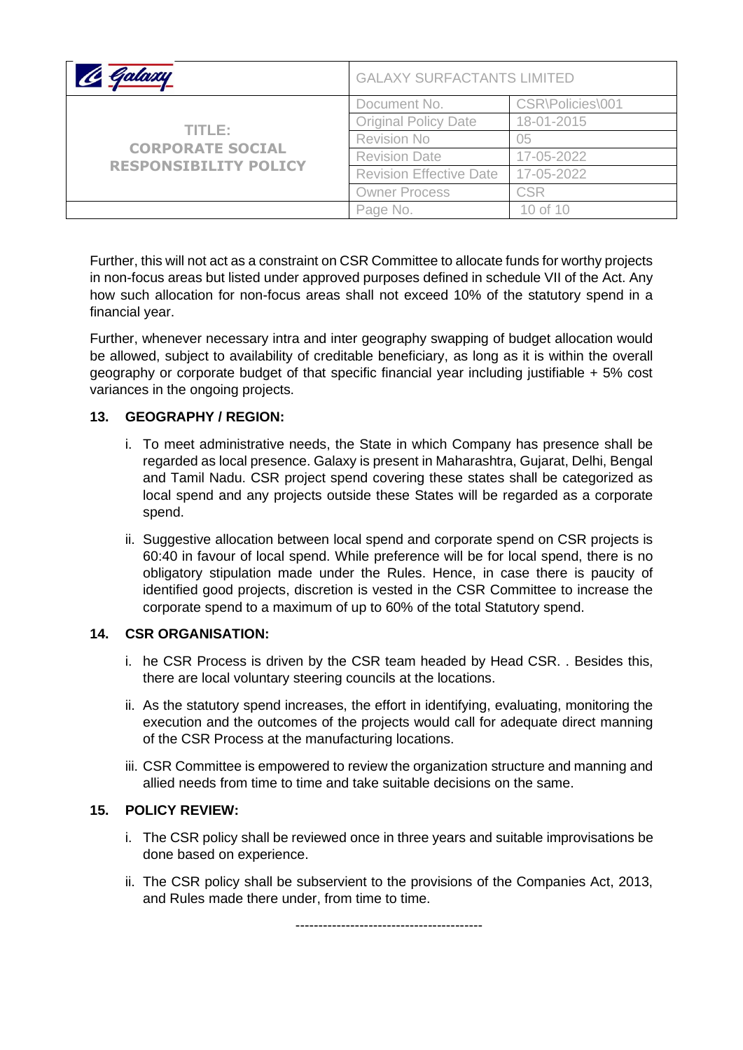Further, this will not act as a constraint on CSR Committee to allocate funds for worthy projects in non-focus areas but listed under approved purposes defined in schedule VII of the Act. Any how such allocation for non-focus areas shall not exceed 10% of the statutory spend in a financial year.

Further, whenever necessary intra and inter geography swapping of budget allocation would be allowed, subject to availability of creditable beneficiary, as long as it is within the overall geography or corporate budget of that specific financial year including justifiable + 5% cost variances in the ongoing projects.

**13. GEOGRAPHY / REGION:**

i. To meet administrative needs, the State in which Company has presence shall be regarded as local presence. Galaxy is present in Maharashtra, Gujarat, Delhi, Bengal and Tamil Nadu. CSR project spend covering these states shall be categorized as local spend and any projects outside these States will be regarded as a corporate spend.

ii. Suggestive allocation between local spend and corporate spend on CSR projects is 60:40 in favour of local spend. While preference will be for local spend, there is no obligatory stipulation made under the Rules. Hence, in case there is paucity of identified good projects, discretion is vested in the CSR Committee to increase the corporate spend to a maximum of up to 60% of the total Statutory spend.

**14. CSR ORGANISATION:**

i. he CSR Process is driven by the CSR team headed by Head CSR. . Besides this, there are local voluntary steering councils at the locations.

ii. As the statutory spend increases, the effort in identifying, evaluating, monitoring the execution and the outcomes of the projects would call for adequate direct manning of the CSR Process at the manufacturing locations.

iii. CSR Committee is empowered to review the organization structure and manning and allied needs from time to time and take suitable decisions on the same.

**15. POLICY REVIEW:**

i. The CSR policy shall be reviewed once in three years and suitable improvisations be done based on experience.

ii. The CSR policy shall be subservient to the provisions of the Companies Act, 2013, and Rules made there under, from time to time.

----------------------------------------